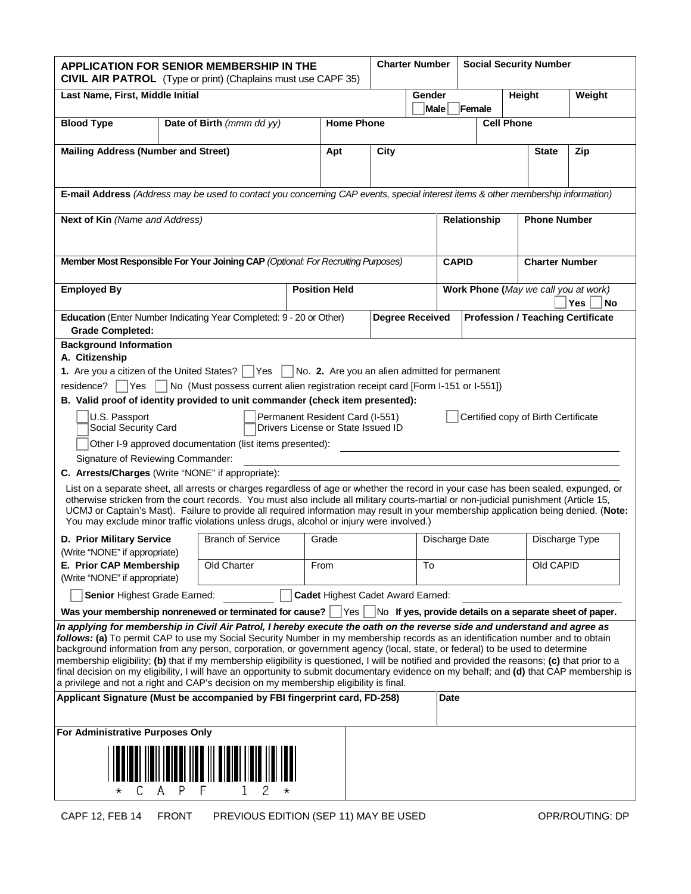| **APPLICATION FOR SENIOR MEMBERSHIP IN THE CIVIL AIR PATROL** (Type or print) (Chaplains must use CAPF 35) | **Charter Number** | **Social Security Number** |
|---|---|---|

| **Last Name, First, Middle Initial** | **Gender** ☐ **Male** ☐ **Female** | **Height** | **Weight** |
|---|---|---|---|

| **Blood Type** | **Date of Birth** *(mmm dd yy)* | **Home Phone** | **Cell Phone** |
|---|---|---|---|

| **Mailing Address (Number and Street)** | **Apt** | **City** | **State** | **Zip** |
|---|---|---|---|---|

**E-mail Address** *(Address may be used to contact you concerning CAP events, special interest items & other membership information)*

| **Next of Kin** *(Name and Address)* | **Relationship** | **Phone Number** |
|---|---|---|

| **Member Most Responsible For Your Joining CAP** *(Optional: For Recruiting Purposes)* | **CAPID** | **Charter Number** |
|---|---|---|

| **Employed By** | **Position Held** | **Work Phone (***May we call you at work)* ☐ **Yes** ☐ **No** |
|---|---|---|

| **Education** (Enter Number Indicating Year Completed: 9 - 20 or Other) **Grade Completed:** | **Degree Received** | **Profession / Teaching Certificate** |
|---|---|---|

**Background Information**

**A. Citizenship**

**1.** Are you a citizen of the United States? ☐ Yes ☐ No. **2.** Are you an alien admitted for permanent residence? ☐ Yes ☐ No (Must possess current alien registration receipt card [Form I-151 or I-551])

**B. Valid proof of identity provided to unit commander (check item presented):**

☐ U.S. Passport ☐ Permanent Resident Card (I-551) ☐ Certified copy of Birth Certificate
☐ Social Security Card ☐ Drivers License or State Issued ID
☐ Other I-9 approved documentation (list items presented): ____________________

Signature of Reviewing Commander: ____________________

**C. Arrests/Charges** (Write "NONE" if appropriate): ____________________

List on a separate sheet, all arrests or charges regardless of age or whether the record in your case has been sealed, expunged, or otherwise stricken from the court records. You must also include all military courts-martial or non-judicial punishment (Article 15, UCMJ or Captain's Mast). Failure to provide all required information may result in your membership application being denied. (**Note:** You may exclude minor traffic violations unless drugs, alcohol or injury were involved.)

| **D. Prior Military Service** (Write "NONE" if appropriate) | Branch of Service | Grade | Discharge Date | Discharge Type |
|---|---|---|---|---|
| **E. Prior CAP Membership** (Write "NONE" if appropriate) | Old Charter | From | To | Old CAPID |

☐ **Senior** Highest Grade Earned: __________ ☐ **Cadet** Highest Cadet Award Earned: __________

**Was your membership nonrenewed or terminated for cause?** ☐ Yes ☐ No **If yes, provide details on a separate sheet of paper.**

***In applying for membership in Civil Air Patrol, I hereby execute the oath on the reverse side and understand and agree as follows:*** **(a)** To permit CAP to use my Social Security Number in my membership records as an identification number and to obtain background information from any person, corporation, or government agency (local, state, or federal) to be used to determine membership eligibility; **(b)** that if my membership eligibility is questioned, I will be notified and provided the reasons; **(c)** that prior to a final decision on my eligibility, I will have an opportunity to submit documentary evidence on my behalf; and **(d)** that CAP membership is a privilege and not a right and CAP's decision on my membership eligibility is final.

| **Applicant Signature (Must be accompanied by FBI fingerprint card, FD-258)** | **Date** |
|---|---|

**For Administrative Purposes Only**

\* C A P F 1 2 \*

CAPF 12, FEB 14 FRONT PREVIOUS EDITION (SEP 11) MAY BE USED OPR/ROUTING: DP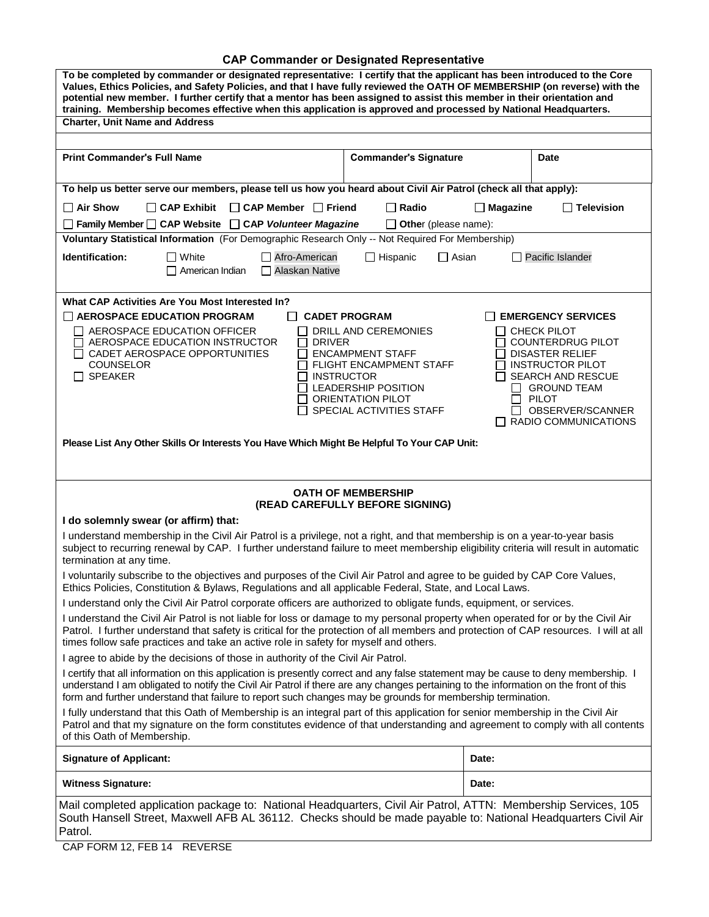## CAP Commander or Designated Representative

**To be completed by commander or designated representative: I certify that the applicant has been introduced to the Core Values, Ethics Policies, and Safety Policies, and that I have fully reviewed the OATH OF MEMBERSHIP (on reverse) with the potential new member. I further certify that a mentor has been assigned to assist this member in their orientation and training. Membership becomes effective when this application is approved and processed by National Headquarters.**

**Charter, Unit Name and Address**

| **Print Commander's Full Name** | **Commander's Signature** | **Date** |
|---|---|---|
| | | |

**To help us better serve our members, please tell us how you heard about Civil Air Patrol (check all that apply):**

☐ **Air Show** ☐ **CAP Exhibit** ☐ **CAP Member** ☐ **Friend** ☐ **Radio** ☐ **Magazine** ☐ **Television**

☐ **Family Member** ☐ **CAP Website** ☐ **CAP *Volunteer Magazine*** ☐ **Othe**r (please name):

**Voluntary Statistical Information** (For Demographic Research Only -- Not Required For Membership)

**Identification:** ☐ White ☐ Afro-American ☐ Hispanic ☐ Asian ☐ Pacific Islander ☐ American Indian ☐ Alaskan Native

**What CAP Activities Are You Most Interested In?**

☐ **AEROSPACE EDUCATION PROGRAM**
- ☐ AEROSPACE EDUCATION OFFICER
- ☐ AEROSPACE EDUCATION INSTRUCTOR
- ☐ CADET AEROSPACE OPPORTUNITIES COUNSELOR
- ☐ SPEAKER

☐ **CADET PROGRAM**
- ☐ DRILL AND CEREMONIES
- ☐ DRIVER
- ☐ ENCAMPMENT STAFF
- ☐ FLIGHT ENCAMPMENT STAFF
- ☐ INSTRUCTOR
- ☐ LEADERSHIP POSITION
- ☐ ORIENTATION PILOT
- ☐ SPECIAL ACTIVITIES STAFF

☐ **EMERGENCY SERVICES**
- ☐ CHECK PILOT
- ☐ COUNTERDRUG PILOT
- ☐ DISASTER RELIEF
- ☐ INSTRUCTOR PILOT
- ☐ SEARCH AND RESCUE
  - ☐ GROUND TEAM
  - ☐ PILOT
  - ☐ OBSERVER/SCANNER
- ☐ RADIO COMMUNICATIONS

**Please List Any Other Skills Or Interests You Have Which Might Be Helpful To Your CAP Unit:**

### OATH OF MEMBERSHIP
### (READ CAREFULLY BEFORE SIGNING)

**I do solemnly swear (or affirm) that:**

I understand membership in the Civil Air Patrol is a privilege, not a right, and that membership is on a year-to-year basis subject to recurring renewal by CAP. I further understand failure to meet membership eligibility criteria will result in automatic termination at any time.

I voluntarily subscribe to the objectives and purposes of the Civil Air Patrol and agree to be guided by CAP Core Values, Ethics Policies, Constitution & Bylaws, Regulations and all applicable Federal, State, and Local Laws.

I understand only the Civil Air Patrol corporate officers are authorized to obligate funds, equipment, or services.

I understand the Civil Air Patrol is not liable for loss or damage to my personal property when operated for or by the Civil Air Patrol. I further understand that safety is critical for the protection of all members and protection of CAP resources. I will at all times follow safe practices and take an active role in safety for myself and others.

I agree to abide by the decisions of those in authority of the Civil Air Patrol.

I certify that all information on this application is presently correct and any false statement may be cause to deny membership. I understand I am obligated to notify the Civil Air Patrol if there are any changes pertaining to the information on the front of this form and further understand that failure to report such changes may be grounds for membership termination.

I fully understand that this Oath of Membership is an integral part of this application for senior membership in the Civil Air Patrol and that my signature on the form constitutes evidence of that understanding and agreement to comply with all contents of this Oath of Membership.

| | |
|---|---|
| **Signature of Applicant:** | **Date:** |
| **Witness Signature:** | **Date:** |

Mail completed application package to: National Headquarters, Civil Air Patrol, ATTN: Membership Services, 105 South Hansell Street, Maxwell AFB AL 36112. Checks should be made payable to: National Headquarters Civil Air Patrol.

CAP FORM 12, FEB 14 REVERSE